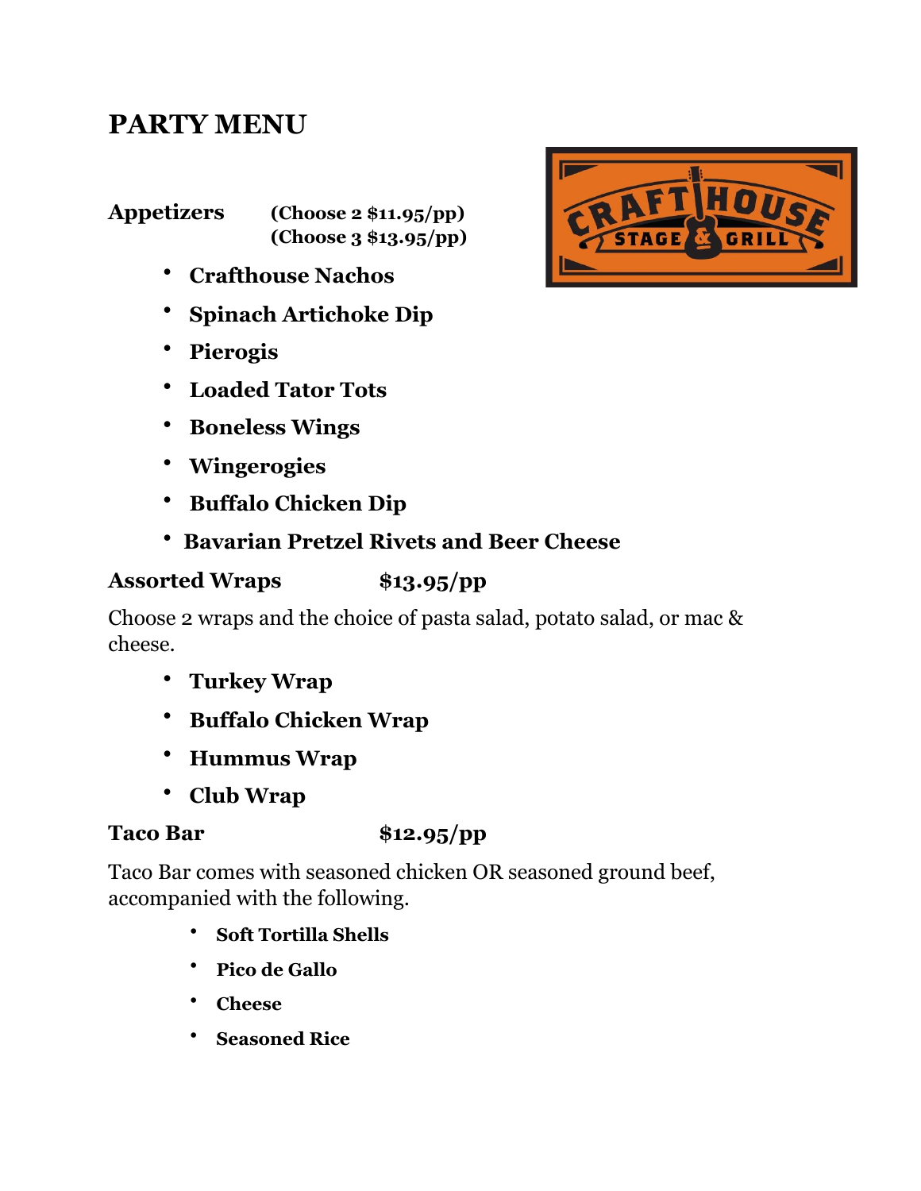# PARTY MENU

**Appetizers** **(Choose 2 $11.95/pp)**
**(Choose 3 $13.95/pp)**

- **Crafthouse Nachos**
- **Spinach Artichoke Dip**
- **Pierogis**
- **Loaded Tator Tots**
- **Boneless Wings**
- **Wingerogies**
- **Buffalo Chicken Dip**
- **Bavarian Pretzel Rivets and Beer Cheese**

**Assorted Wraps** **$13.95/pp**

Choose 2 wraps and the choice of pasta salad, potato salad, or mac & cheese.

- **Turkey Wrap**
- **Buffalo Chicken Wrap**
- **Hummus Wrap**
- **Club Wrap**

**Taco Bar** **$12.95/pp**

Taco Bar comes with seasoned chicken OR seasoned ground beef, accompanied with the following.

- **Soft Tortilla Shells**
- **Pico de Gallo**
- **Cheese**
- **Seasoned Rice**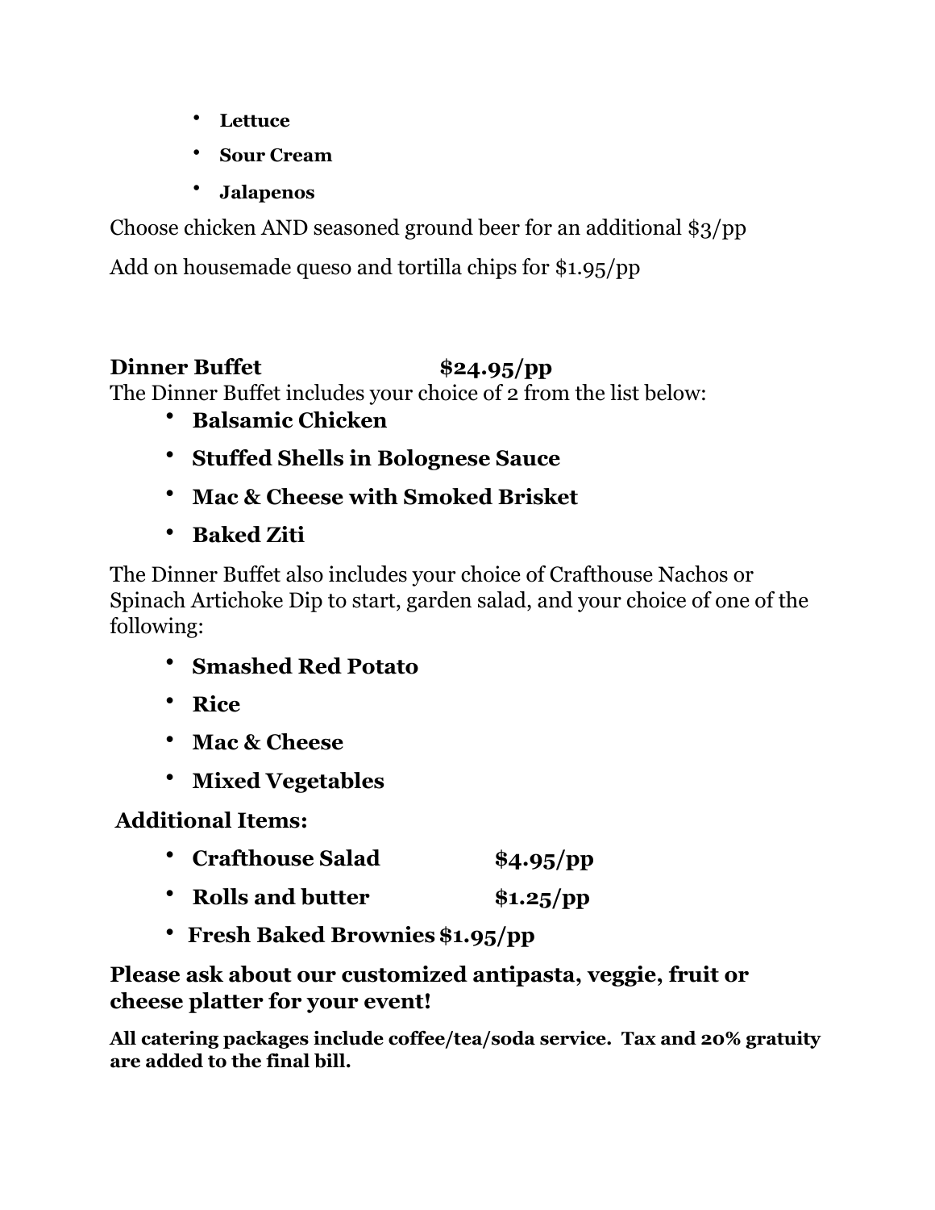- **Lettuce**
- **Sour Cream**
- **Jalapenos**

Choose chicken AND seasoned ground beer for an additional $3/pp

Add on housemade queso and tortilla chips for $1.95/pp

**Dinner Buffet $24.95/pp**

The Dinner Buffet includes your choice of 2 from the list below:

- **Balsamic Chicken**
- **Stuffed Shells in Bolognese Sauce**
- **Mac & Cheese with Smoked Brisket**
- **Baked Ziti**

The Dinner Buffet also includes your choice of Crafthouse Nachos or Spinach Artichoke Dip to start, garden salad, and your choice of one of the following:

- **Smashed Red Potato**
- **Rice**
- **Mac & Cheese**
- **Mixed Vegetables**

**Additional Items:**

- **Crafthouse Salad $4.95/pp**
- **Rolls and butter $1.25/pp**
- **Fresh Baked Brownies $1.95/pp**

**Please ask about our customized antipasta, veggie, fruit or cheese platter for your event!**

**All catering packages include coffee/tea/soda service. Tax and 20% gratuity are added to the final bill.**